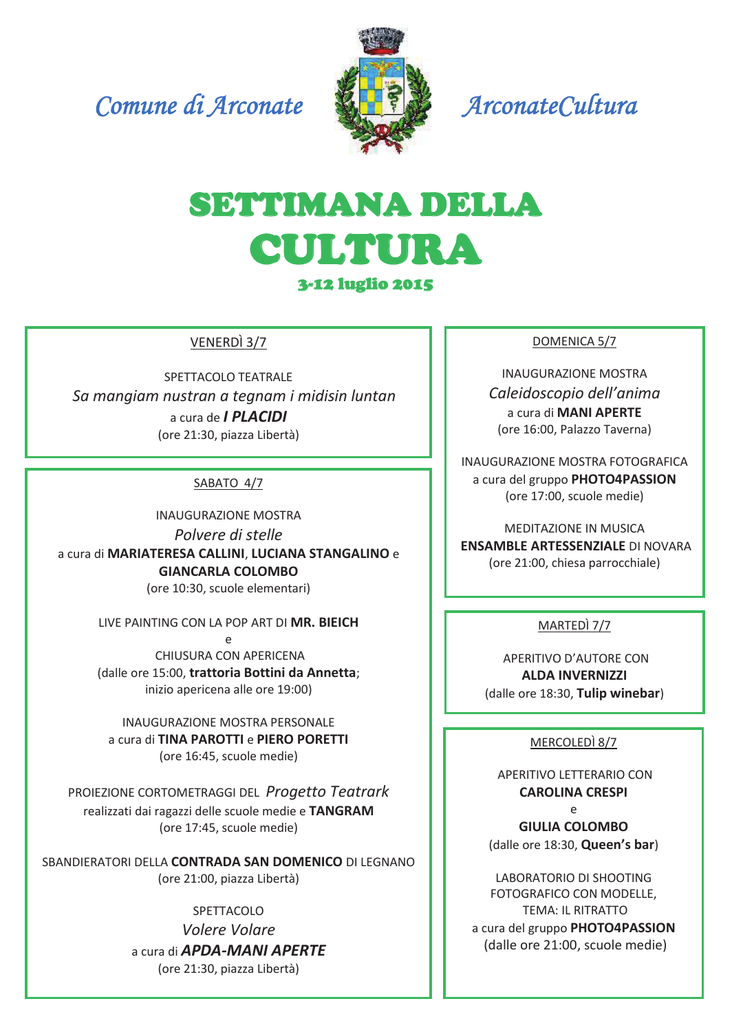Comune di Arconate ArconateCultura

# SETTIMANA DELLA CULTURA

## 3-12 luglio 2015

VENERDÌ 3/7

SPETTACOLO TEATRALE
*Sa mangiam nustran a tegnam i midisin luntan*
a cura de ***I PLACIDI***
(ore 21:30, piazza Libertà)

SABATO 4/7

INAUGURAZIONE MOSTRA
*Polvere di stelle*
a cura di **MARIATERESA CALLINI**, **LUCIANA STANGALINO** e **GIANCARLA COLOMBO**
(ore 10:30, scuole elementari)

LIVE PAINTING CON LA POP ART DI **MR. BIEICH**
e
CHIUSURA CON APERICENA
(dalle ore 15:00, **trattoria Bottini da Annetta**;
inizio apericena alle ore 19:00)

INAUGURAZIONE MOSTRA PERSONALE
a cura di **TINA PAROTTI** e **PIERO PORETTI**
(ore 16:45, scuole medie)

PROIEZIONE CORTOMETRAGGI DEL *Progetto Teatrark*
realizzati dai ragazzi delle scuole medie e **TANGRAM**
(ore 17:45, scuole medie)

SBANDIERATORI DELLA **CONTRADA SAN DOMENICO** DI LEGNANO
(ore 21:00, piazza Libertà)

SPETTACOLO
*Volere Volare*
a cura di ***APDA-MANI APERTE***
(ore 21:30, piazza Libertà)

DOMENICA 5/7

INAUGURAZIONE MOSTRA
*Caleidoscopio dell'anima*
a cura di **MANI APERTE**
(ore 16:00, Palazzo Taverna)

INAUGURAZIONE MOSTRA FOTOGRAFICA
a cura del gruppo **PHOTO4PASSION**
(ore 17:00, scuole medie)

MEDITAZIONE IN MUSICA
**ENSAMBLE ARTESSENZIALE** DI NOVARA
(ore 21:00, chiesa parrocchiale)

MARTEDÌ 7/7

APERITIVO D'AUTORE CON
**ALDA INVERNIZZI**
(dalle ore 18:30, **Tulip winebar**)

MERCOLEDÌ 8/7

APERITIVO LETTERARIO CON
**CAROLINA CRESPI**
e
**GIULIA COLOMBO**
(dalle ore 18:30, **Queen's bar**)

LABORATORIO DI SHOOTING FOTOGRAFICO CON MODELLE,
TEMA: IL RITRATTO
a cura del gruppo **PHOTO4PASSION**
(dalle ore 21:00, scuole medie)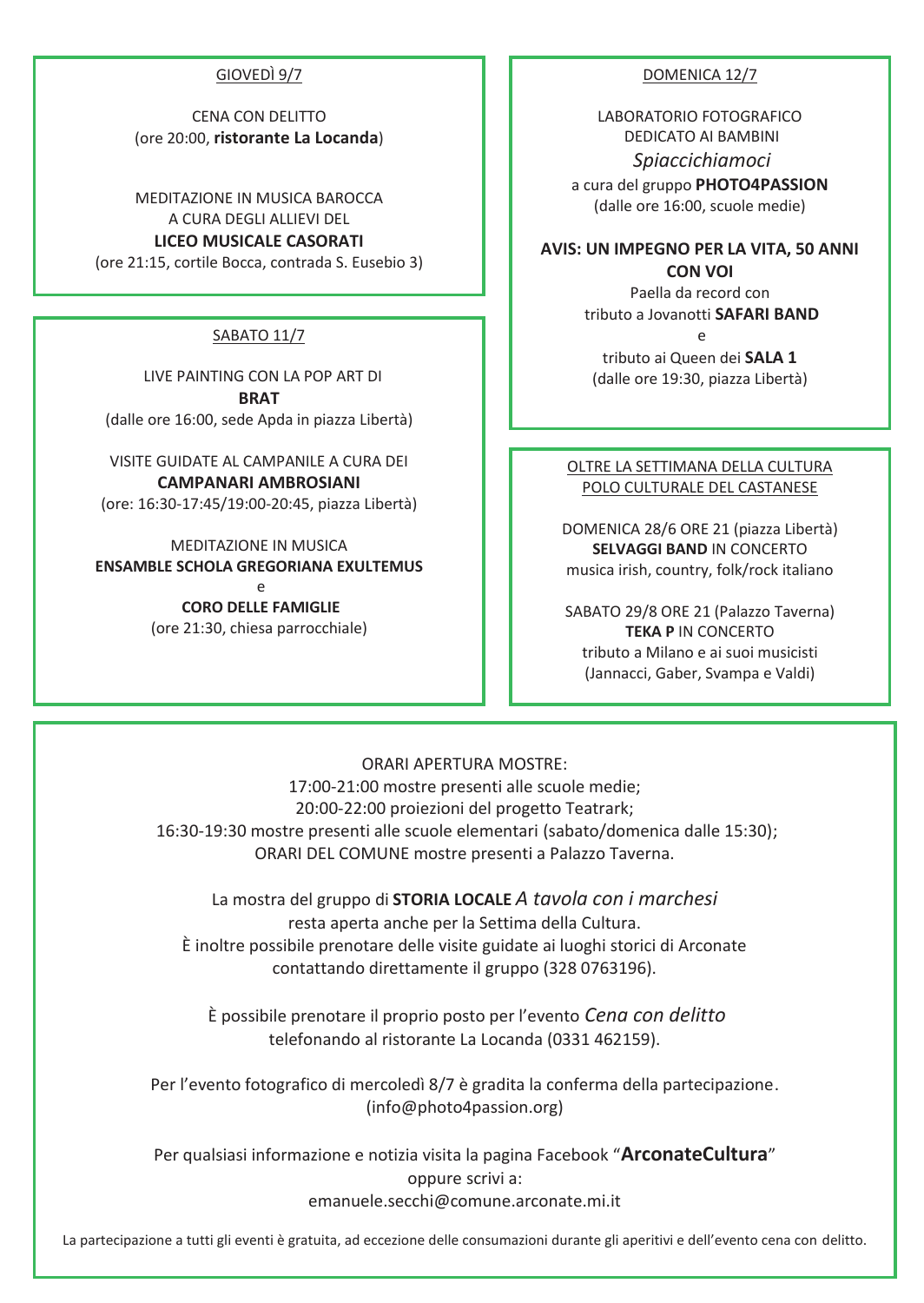GIOVEDÌ 9/7

CENA CON DELITTO
(ore 20:00, **ristorante La Locanda**)

MEDITAZIONE IN MUSICA BAROCCA
A CURA DEGLI ALLIEVI DEL
**LICEO MUSICALE CASORATI**
(ore 21:15, cortile Bocca, contrada S. Eusebio 3)

SABATO 11/7

LIVE PAINTING CON LA POP ART DI
**BRAT**
(dalle ore 16:00, sede Apda in piazza Libertà)

VISITE GUIDATE AL CAMPANILE A CURA DEI
**CAMPANARI AMBROSIANI**
(ore: 16:30-17:45/19:00-20:45, piazza Libertà)

MEDITAZIONE IN MUSICA
**ENSAMBLE SCHOLA GREGORIANA EXULTEMUS**
e
**CORO DELLE FAMIGLIE**
(ore 21:30, chiesa parrocchiale)

DOMENICA 12/7

LABORATORIO FOTOGRAFICO
DEDICATO AI BAMBINI
*Spiaccichiamoci*
a cura del gruppo **PHOTO4PASSION**
(dalle ore 16:00, scuole medie)

**AVIS: UN IMPEGNO PER LA VITA, 50 ANNI CON VOI**
Paella da record con
tributo a Jovanotti **SAFARI BAND**
e
tributo ai Queen dei **SALA 1**
(dalle ore 19:30, piazza Libertà)

OLTRE LA SETTIMANA DELLA CULTURA
POLO CULTURALE DEL CASTANESE

DOMENICA 28/6 ORE 21 (piazza Libertà)
**SELVAGGI BAND** IN CONCERTO
musica irish, country, folk/rock italiano

SABATO 29/8 ORE 21 (Palazzo Taverna)
**TEKA P** IN CONCERTO
tributo a Milano e ai suoi musicisti
(Jannacci, Gaber, Svampa e Valdi)

ORARI APERTURA MOSTRE:
17:00-21:00 mostre presenti alle scuole medie;
20:00-22:00 proiezioni del progetto Teatrark;
16:30-19:30 mostre presenti alle scuole elementari (sabato/domenica dalle 15:30);
ORARI DEL COMUNE mostre presenti a Palazzo Taverna.

La mostra del gruppo di **STORIA LOCALE** *A tavola con i marchesi*
resta aperta anche per la Settima della Cultura.
È inoltre possibile prenotare delle visite guidate ai luoghi storici di Arconate
contattando direttamente il gruppo (328 0763196).

È possibile prenotare il proprio posto per l'evento *Cena con delitto*
telefonando al ristorante La Locanda (0331 462159).

Per l'evento fotografico di mercoledì 8/7 è gradita la conferma della partecipazione.
(info@photo4passion.org)

Per qualsiasi informazione e notizia visita la pagina Facebook "**ArconateCultura**"
oppure scrivi a:
emanuele.secchi@comune.arconate.mi.it

La partecipazione a tutti gli eventi è gratuita, ad eccezione delle consumazioni durante gli aperitivi e dell'evento cena con delitto.